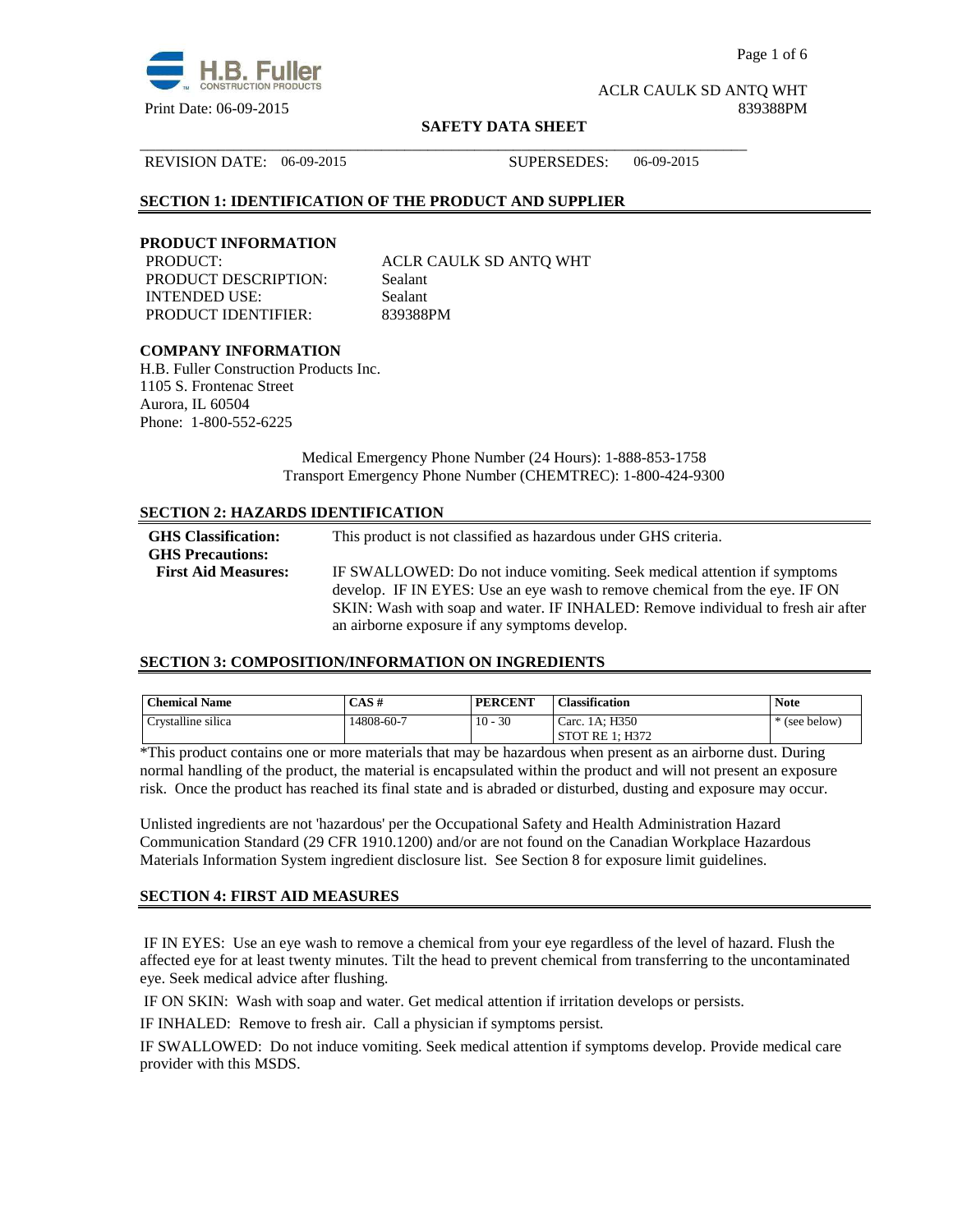ACLR CAULK SD ANTQ WHT

Print Date: 06-09-2015 839388PM

**SAFETY DATA SHEET**

REVISION DATE: 06-09-2015 SUPERSEDES: 06-09-2015

## SECTION 1: IDENTIFICATION OF THE PRODUCT AND SUPPLIER

### PRODUCT INFORMATION

| | |
|---|---|
| PRODUCT: | ACLR CAULK SD ANTQ WHT |
| PRODUCT DESCRIPTION: | Sealant |
| INTENDED USE: | Sealant |
| PRODUCT IDENTIFIER: | 839388PM |

### COMPANY INFORMATION

H.B. Fuller Construction Products Inc.
1105 S. Frontenac Street
Aurora, IL 60504
Phone: 1-800-552-6225

Medical Emergency Phone Number (24 Hours): 1-888-853-1758
Transport Emergency Phone Number (CHEMTREC): 1-800-424-9300

## SECTION 2: HAZARDS IDENTIFICATION

| | |
|---|---|
| **GHS Classification:** | This product is not classified as hazardous under GHS criteria. |
| **GHS Precautions:** | |
| **First Aid Measures:** | IF SWALLOWED: Do not induce vomiting. Seek medical attention if symptoms develop. IF IN EYES: Use an eye wash to remove chemical from the eye. IF ON SKIN: Wash with soap and water. IF INHALED: Remove individual to fresh air after an airborne exposure if any symptoms develop. |

## SECTION 3: COMPOSITION/INFORMATION ON INGREDIENTS

| Chemical Name | CAS # | PERCENT | Classification | Note |
|---|---|---|---|---|
| Crystalline silica | 14808-60-7 | 10 - 30 | Carc. 1A; H350<br>STOT RE 1; H372 | * (see below) |

*This product contains one or more materials that may be hazardous when present as an airborne dust. During normal handling of the product, the material is encapsulated within the product and will not present an exposure risk. Once the product has reached its final state and is abraded or disturbed, dusting and exposure may occur.

Unlisted ingredients are not 'hazardous' per the Occupational Safety and Health Administration Hazard Communication Standard (29 CFR 1910.1200) and/or are not found on the Canadian Workplace Hazardous Materials Information System ingredient disclosure list. See Section 8 for exposure limit guidelines.

## SECTION 4: FIRST AID MEASURES

IF IN EYES: Use an eye wash to remove a chemical from your eye regardless of the level of hazard. Flush the affected eye for at least twenty minutes. Tilt the head to prevent chemical from transferring to the uncontaminated eye. Seek medical advice after flushing.

IF ON SKIN: Wash with soap and water. Get medical attention if irritation develops or persists.

IF INHALED: Remove to fresh air. Call a physician if symptoms persist.

IF SWALLOWED: Do not induce vomiting. Seek medical attention if symptoms develop. Provide medical care provider with this MSDS.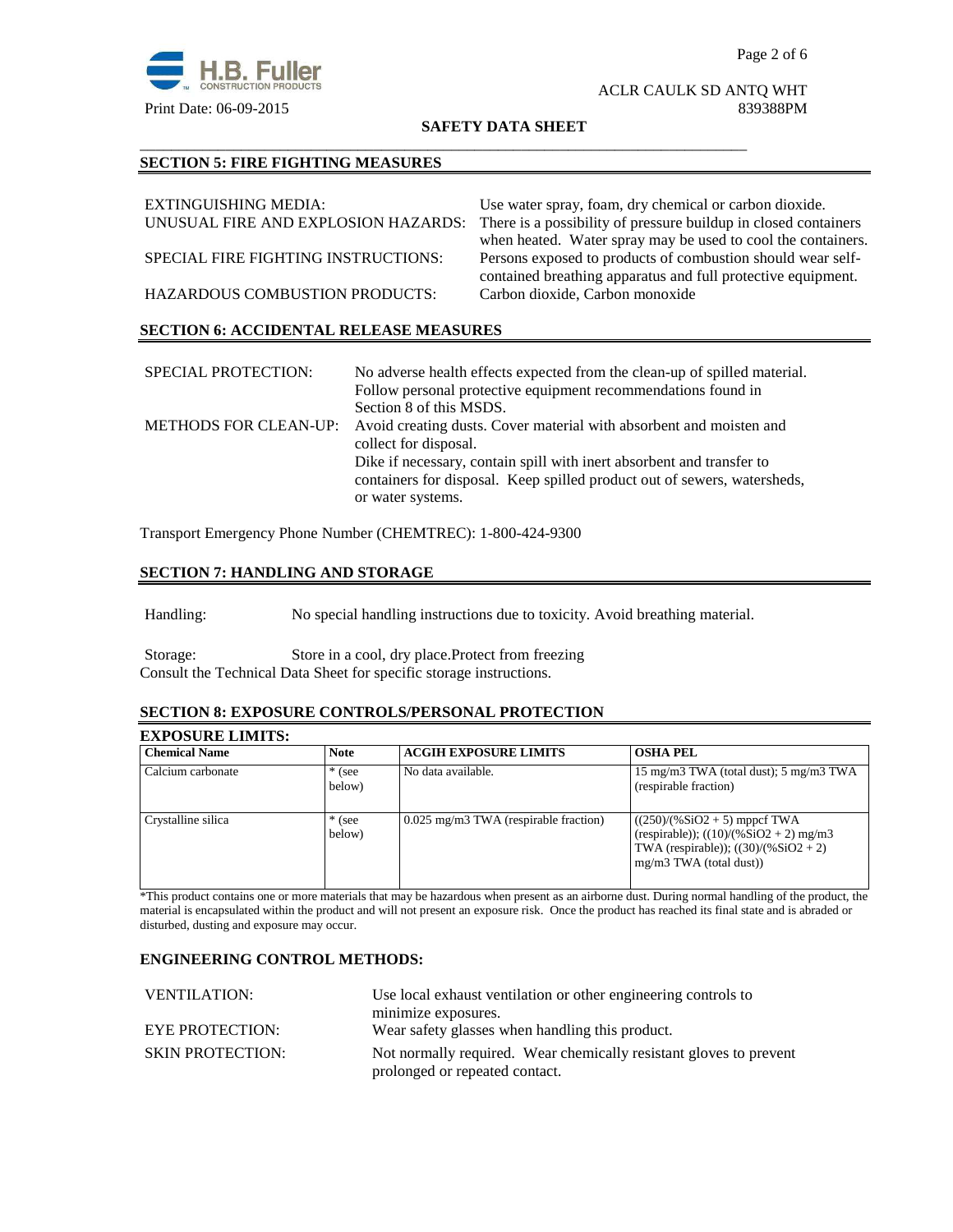## SECTION 5: FIRE FIGHTING MEASURES

EXTINGUISHING MEDIA: Use water spray, foam, dry chemical or carbon dioxide.

UNUSUAL FIRE AND EXPLOSION HAZARDS: There is a possibility of pressure buildup in closed containers when heated. Water spray may be used to cool the containers.

SPECIAL FIRE FIGHTING INSTRUCTIONS: Persons exposed to products of combustion should wear self-contained breathing apparatus and full protective equipment.

HAZARDOUS COMBUSTION PRODUCTS: Carbon dioxide, Carbon monoxide

## SECTION 6: ACCIDENTAL RELEASE MEASURES

SPECIAL PROTECTION: No adverse health effects expected from the clean-up of spilled material. Follow personal protective equipment recommendations found in Section 8 of this MSDS.

METHODS FOR CLEAN-UP: Avoid creating dusts. Cover material with absorbent and moisten and collect for disposal.
Dike if necessary, contain spill with inert absorbent and transfer to containers for disposal. Keep spilled product out of sewers, watersheds, or water systems.

Transport Emergency Phone Number (CHEMTREC): 1-800-424-9300

## SECTION 7: HANDLING AND STORAGE

Handling: No special handling instructions due to toxicity. Avoid breathing material.

Storage: Store in a cool, dry place.Protect from freezing
Consult the Technical Data Sheet for specific storage instructions.

## SECTION 8: EXPOSURE CONTROLS/PERSONAL PROTECTION

### EXPOSURE LIMITS:

| Chemical Name | Note | ACGIH EXPOSURE LIMITS | OSHA PEL |
|---|---|---|---|
| Calcium carbonate | * (see below) | No data available. | 15 mg/m3 TWA (total dust); 5 mg/m3 TWA (respirable fraction) |
| Crystalline silica | * (see below) | 0.025 mg/m3 TWA (respirable fraction) | $((250)/(\%SiO_2 + 5)$ mppcf TWA (respirable)); $((10)/(\%SiO_2 + 2)$ mg/m3 TWA (respirable)); $((30)/(\%SiO_2 + 2)$ mg/m3 TWA (total dust)) |

*This product contains one or more materials that may be hazardous when present as an airborne dust. During normal handling of the product, the material is encapsulated within the product and will not present an exposure risk. Once the product has reached its final state and is abraded or disturbed, dusting and exposure may occur.

### ENGINEERING CONTROL METHODS:

VENTILATION: Use local exhaust ventilation or other engineering controls to minimize exposures.

EYE PROTECTION: Wear safety glasses when handling this product.

SKIN PROTECTION: Not normally required. Wear chemically resistant gloves to prevent prolonged or repeated contact.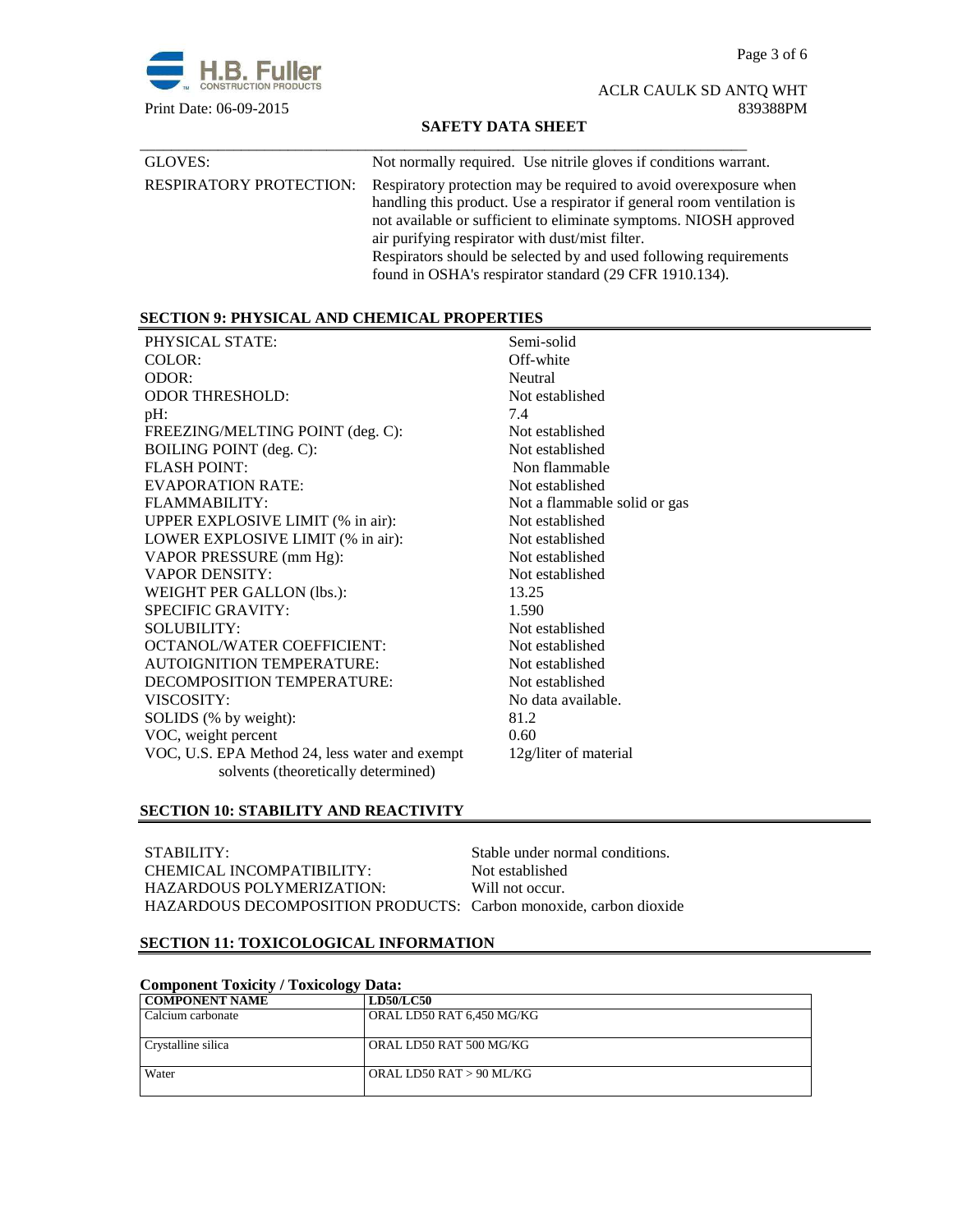| | |
|---|---|
| GLOVES: | Not normally required. Use nitrile gloves if conditions warrant. |
| RESPIRATORY PROTECTION: | Respiratory protection may be required to avoid overexposure when handling this product. Use a respirator if general room ventilation is not available or sufficient to eliminate symptoms. NIOSH approved air purifying respirator with dust/mist filter. Respirators should be selected by and used following requirements found in OSHA's respirator standard (29 CFR 1910.134). |

## SECTION 9: PHYSICAL AND CHEMICAL PROPERTIES

| | |
|---|---|
| PHYSICAL STATE: | Semi-solid |
| COLOR: | Off-white |
| ODOR: | Neutral |
| ODOR THRESHOLD: | Not established |
| pH: | 7.4 |
| FREEZING/MELTING POINT (deg. C): | Not established |
| BOILING POINT (deg. C): | Not established |
| FLASH POINT: | Non flammable |
| EVAPORATION RATE: | Not established |
| FLAMMABILITY: | Not a flammable solid or gas |
| UPPER EXPLOSIVE LIMIT (% in air): | Not established |
| LOWER EXPLOSIVE LIMIT (% in air): | Not established |
| VAPOR PRESSURE (mm Hg): | Not established |
| VAPOR DENSITY: | Not established |
| WEIGHT PER GALLON (lbs.): | 13.25 |
| SPECIFIC GRAVITY: | 1.590 |
| SOLUBILITY: | Not established |
| OCTANOL/WATER COEFFICIENT: | Not established |
| AUTOIGNITION TEMPERATURE: | Not established |
| DECOMPOSITION TEMPERATURE: | Not established |
| VISCOSITY: | No data available. |
| SOLIDS (% by weight): | 81.2 |
| VOC, weight percent | 0.60 |
| VOC, U.S. EPA Method 24, less water and exempt solvents (theoretically determined) | 12g/liter of material |

## SECTION 10: STABILITY AND REACTIVITY

| | |
|---|---|
| STABILITY: | Stable under normal conditions. |
| CHEMICAL INCOMPATIBILITY: | Not established |
| HAZARDOUS POLYMERIZATION: | Will not occur. |
| HAZARDOUS DECOMPOSITION PRODUCTS: | Carbon monoxide, carbon dioxide |

## SECTION 11: TOXICOLOGICAL INFORMATION

**Component Toxicity / Toxicology Data:**

| COMPONENT NAME | LD50/LC50 |
|---|---|
| Calcium carbonate | ORAL LD50 RAT 6,450 MG/KG |
| Crystalline silica | ORAL LD50 RAT 500 MG/KG |
| Water | ORAL LD50 RAT > 90 ML/KG |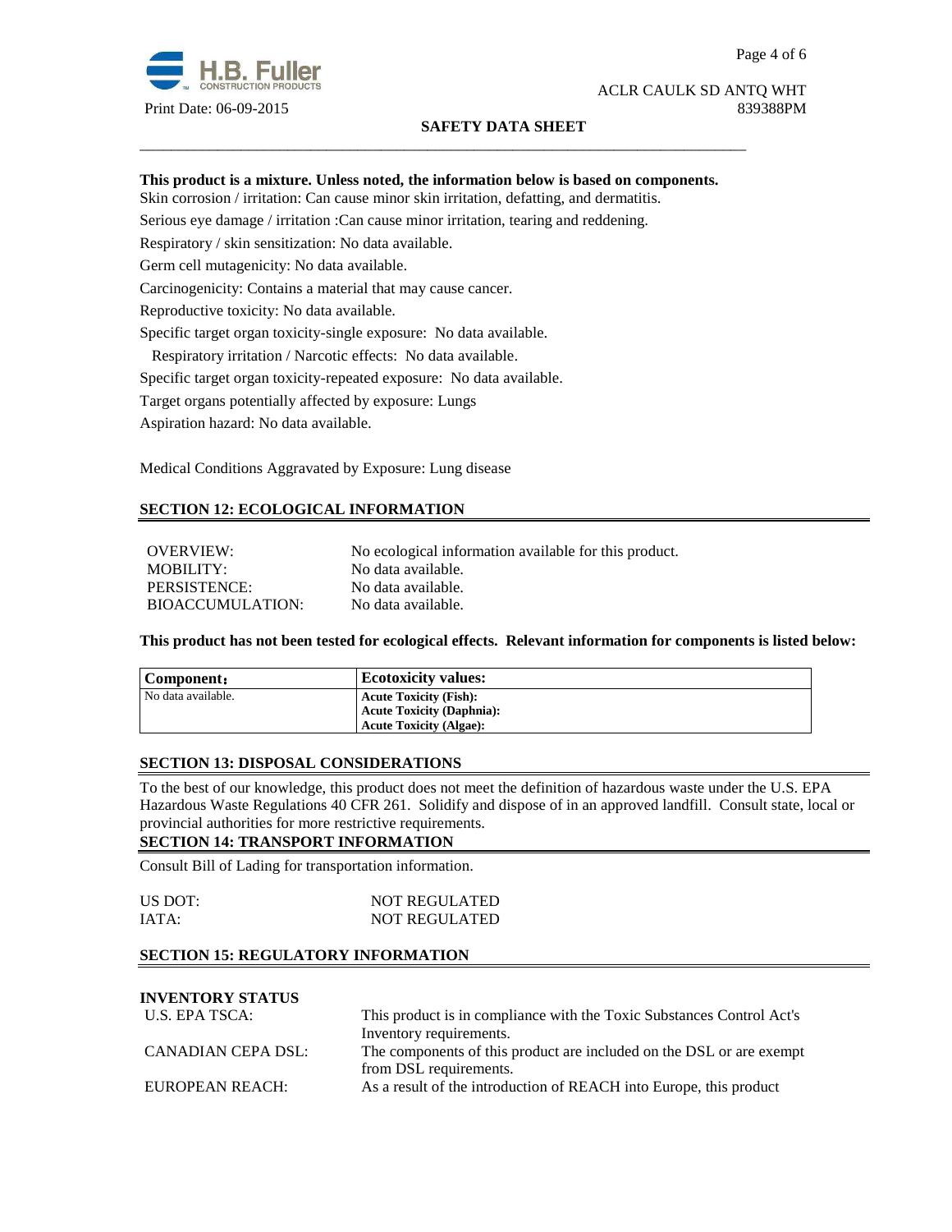**This product is a mixture. Unless noted, the information below is based on components.**

Skin corrosion / irritation: Can cause minor skin irritation, defatting, and dermatitis.

Serious eye damage / irritation :Can cause minor irritation, tearing and reddening.

Respiratory / skin sensitization: No data available.

Germ cell mutagenicity: No data available.

Carcinogenicity: Contains a material that may cause cancer.

Reproductive toxicity: No data available.

Specific target organ toxicity-single exposure: No data available.

Respiratory irritation / Narcotic effects: No data available.

Specific target organ toxicity-repeated exposure: No data available.

Target organs potentially affected by exposure: Lungs

Aspiration hazard: No data available.

Medical Conditions Aggravated by Exposure: Lung disease

## SECTION 12: ECOLOGICAL INFORMATION

| | |
|---|---|
| OVERVIEW: | No ecological information available for this product. |
| MOBILITY: | No data available. |
| PERSISTENCE: | No data available. |
| BIOACCUMULATION: | No data available. |

**This product has not been tested for ecological effects. Relevant information for components is listed below:**

| Component: | Ecotoxicity values: |
|---|---|
| No data available. | **Acute Toxicity (Fish):**<br>**Acute Toxicity (Daphnia):**<br>**Acute Toxicity (Algae):** |

## SECTION 13: DISPOSAL CONSIDERATIONS

To the best of our knowledge, this product does not meet the definition of hazardous waste under the U.S. EPA Hazardous Waste Regulations 40 CFR 261. Solidify and dispose of in an approved landfill. Consult state, local or provincial authorities for more restrictive requirements.

## SECTION 14: TRANSPORT INFORMATION

Consult Bill of Lading for transportation information.

| | |
|---|---|
| US DOT: | NOT REGULATED |
| IATA: | NOT REGULATED |

## SECTION 15: REGULATORY INFORMATION

**INVENTORY STATUS**

| | |
|---|---|
| U.S. EPA TSCA: | This product is in compliance with the Toxic Substances Control Act's Inventory requirements. |
| CANADIAN CEPA DSL: | The components of this product are included on the DSL or are exempt from DSL requirements. |
| EUROPEAN REACH: | As a result of the introduction of REACH into Europe, this product |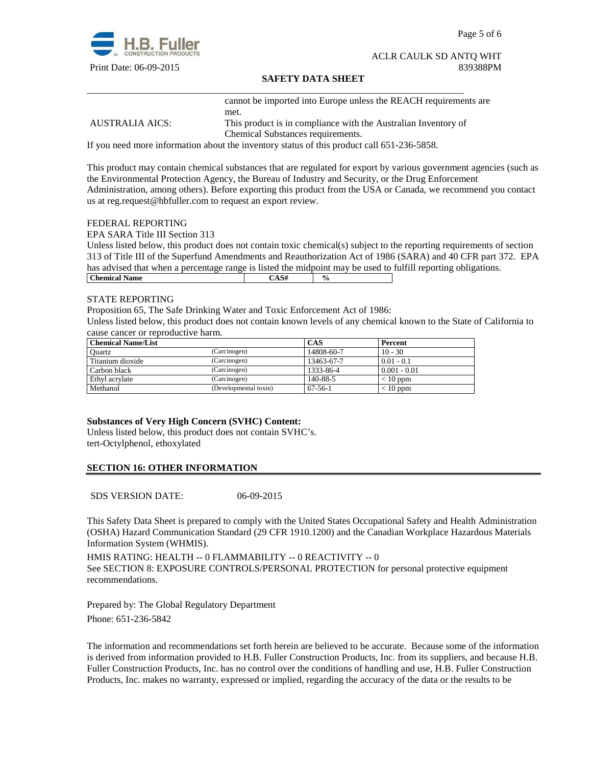| | |
|---|---|
| | cannot be imported into Europe unless the REACH requirements are met. |
| AUSTRALIA AICS: | This product is in compliance with the Australian Inventory of Chemical Substances requirements. |

If you need more information about the inventory status of this product call 651-236-5858.

This product may contain chemical substances that are regulated for export by various government agencies (such as the Environmental Protection Agency, the Bureau of Industry and Security, or the Drug Enforcement Administration, among others). Before exporting this product from the USA or Canada, we recommend you contact us at reg.request@hbfuller.com to request an export review.

FEDERAL REPORTING

EPA SARA Title III Section 313

Unless listed below, this product does not contain toxic chemical(s) subject to the reporting requirements of section 313 of Title III of the Superfund Amendments and Reauthorization Act of 1986 (SARA) and 40 CFR part 372. EPA has advised that when a percentage range is listed the midpoint may be used to fulfill reporting obligations.

| Chemical Name | CAS# | % |
|---|---|---|

STATE REPORTING

Proposition 65, The Safe Drinking Water and Toxic Enforcement Act of 1986:

Unless listed below, this product does not contain known levels of any chemical known to the State of California to cause cancer or reproductive harm.

| Chemical Name/List | | CAS | Percent |
|---|---|---|---|
| Quartz | (Carcinogen) | 14808-60-7 | 10 - 30 |
| Titanium dioxide | (Carcinogen) | 13463-67-7 | 0.01 - 0.1 |
| Carbon black | (Carcinogen) | 1333-86-4 | 0.001 - 0.01 |
| Ethyl acrylate | (Carcinogen) | 140-88-5 | < 10 ppm |
| Methanol | (Developmental toxin) | 67-56-1 | < 10 ppm |

**Substances of Very High Concern (SVHC) Content:**

Unless listed below, this product does not contain SVHC's.

tert-Octylphenol, ethoxylated

## SECTION 16: OTHER INFORMATION

SDS VERSION DATE: 06-09-2015

This Safety Data Sheet is prepared to comply with the United States Occupational Safety and Health Administration (OSHA) Hazard Communication Standard (29 CFR 1910.1200) and the Canadian Workplace Hazardous Materials Information System (WHMIS).

HMIS RATING: HEALTH -- 0 FLAMMABILITY -- 0 REACTIVITY -- 0

See SECTION 8: EXPOSURE CONTROLS/PERSONAL PROTECTION for personal protective equipment recommendations.

Prepared by: The Global Regulatory Department

Phone: 651-236-5842

The information and recommendations set forth herein are believed to be accurate. Because some of the information is derived from information provided to H.B. Fuller Construction Products, Inc. from its suppliers, and because H.B. Fuller Construction Products, Inc. has no control over the conditions of handling and use, H.B. Fuller Construction Products, Inc. makes no warranty, expressed or implied, regarding the accuracy of the data or the results to be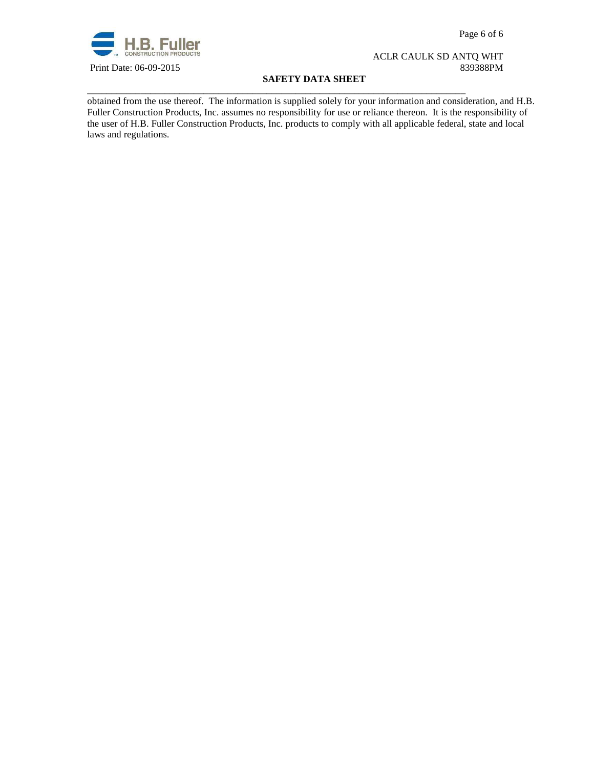obtained from the use thereof. The information is supplied solely for your information and consideration, and H.B. Fuller Construction Products, Inc. assumes no responsibility for use or reliance thereon. It is the responsibility of the user of H.B. Fuller Construction Products, Inc. products to comply with all applicable federal, state and local laws and regulations.